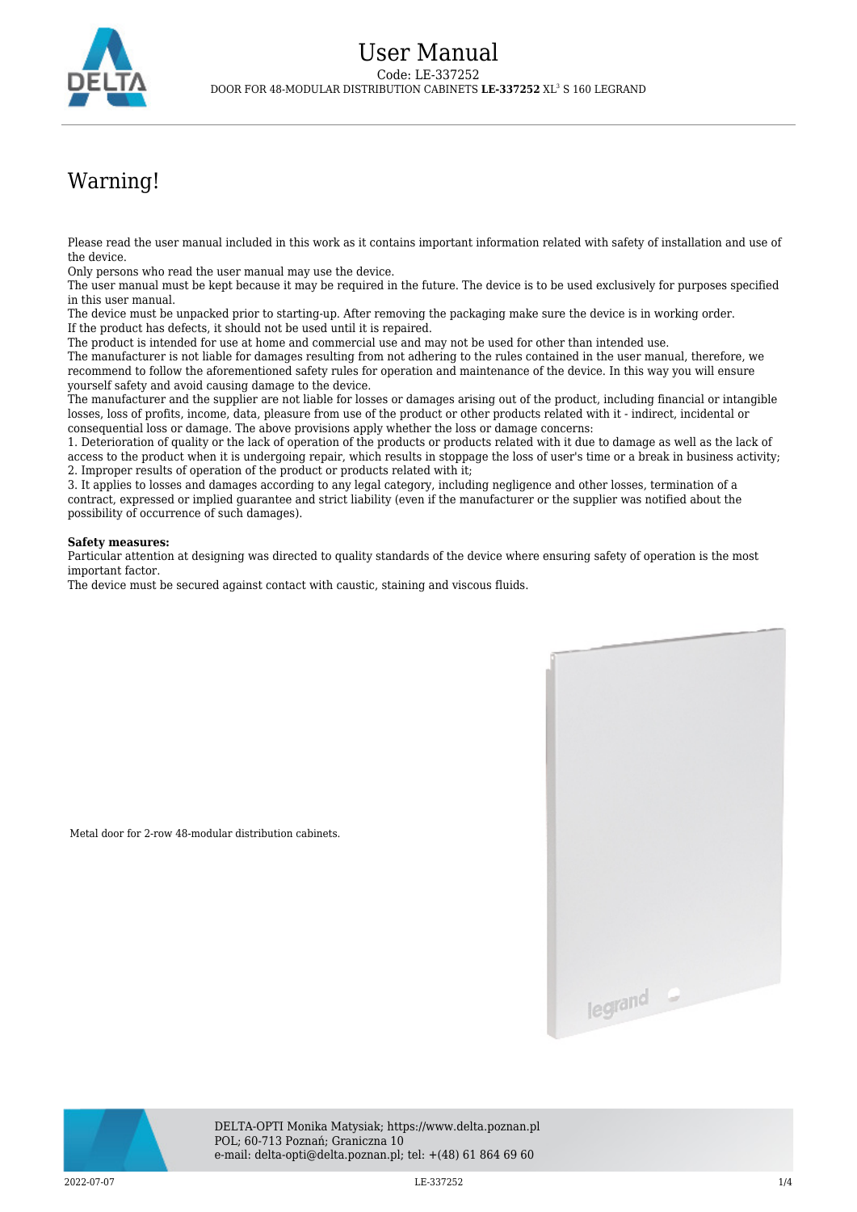# User Manual

Code: LE-337252

DOOR FOR 48-MODULAR DISTRIBUTION CABINETS **LE-337252** XL³ S 160 LEGRAND

## Warning!

Please read the user manual included in this work as it contains important information related with safety of installation and use of the device.
Only persons who read the user manual may use the device.
The user manual must be kept because it may be required in the future. The device is to be used exclusively for purposes specified in this user manual.
The device must be unpacked prior to starting-up. After removing the packaging make sure the device is in working order.
If the product has defects, it should not be used until it is repaired.
The product is intended for use at home and commercial use and may not be used for other than intended use.
The manufacturer is not liable for damages resulting from not adhering to the rules contained in the user manual, therefore, we recommend to follow the aforementioned safety rules for operation and maintenance of the device. In this way you will ensure yourself safety and avoid causing damage to the device.
The manufacturer and the supplier are not liable for losses or damages arising out of the product, including financial or intangible losses, loss of profits, income, data, pleasure from use of the product or other products related with it - indirect, incidental or consequential loss or damage. The above provisions apply whether the loss or damage concerns:
1. Deterioration of quality or the lack of operation of the products or products related with it due to damage as well as the lack of access to the product when it is undergoing repair, which results in stoppage the loss of user's time or a break in business activity;
2. Improper results of operation of the product or products related with it;
3. It applies to losses and damages according to any legal category, including negligence and other losses, termination of a contract, expressed or implied guarantee and strict liability (even if the manufacturer or the supplier was notified about the possibility of occurrence of such damages).

**Safety measures:**
Particular attention at designing was directed to quality standards of the device where ensuring safety of operation is the most important factor.
The device must be secured against contact with caustic, staining and viscous fluids.

Metal door for 2-row 48-modular distribution cabinets.

DELTA-OPTI Monika Matysiak; https://www.delta.poznan.pl
POL; 60-713 Poznań; Graniczna 10
e-mail: delta-opti@delta.poznan.pl; tel: +(48) 61 864 69 60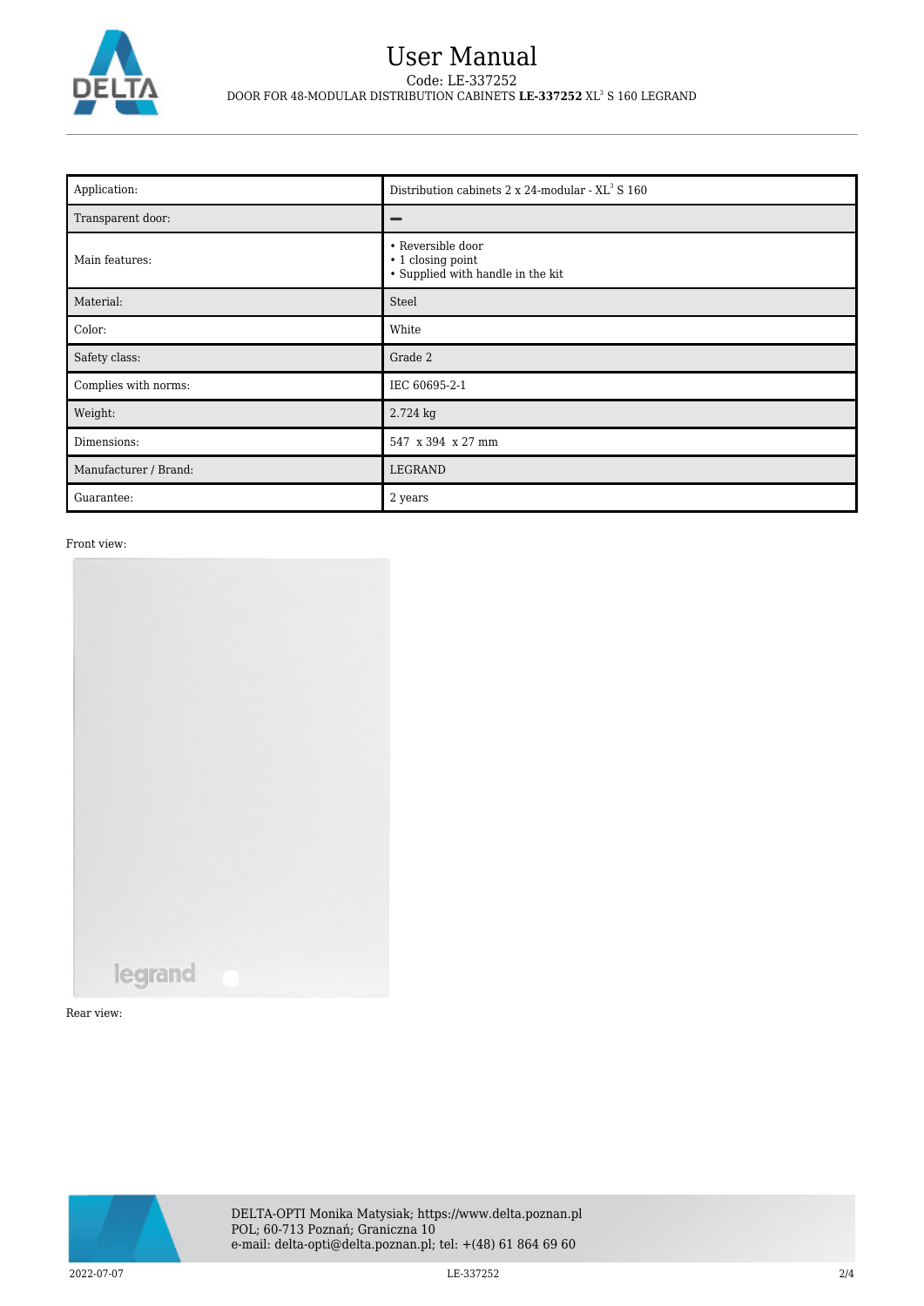# User Manual

Code: LE-337252

DOOR FOR 48-MODULAR DISTRIBUTION CABINETS **LE-337252** XL$^3$ S 160 LEGRAND

| Application: | Distribution cabinets 2 x 24-modular - XL$^3$ S 160 |
|---|---|
| Transparent door: | – |
| Main features: | • Reversible door<br>• 1 closing point<br>• Supplied with handle in the kit |
| Material: | Steel |
| Color: | White |
| Safety class: | Grade 2 |
| Complies with norms: | IEC 60695-2-1 |
| Weight: | 2.724 kg |
| Dimensions: | 547 x 394 x 27 mm |
| Manufacturer / Brand: | LEGRAND |
| Guarantee: | 2 years |

Front view:

Rear view:

DELTA-OPTI Monika Matysiak; https://www.delta.poznan.pl
POL; 60-713 Poznań; Graniczna 10
e-mail: delta-opti@delta.poznan.pl; tel: +(48) 61 864 69 60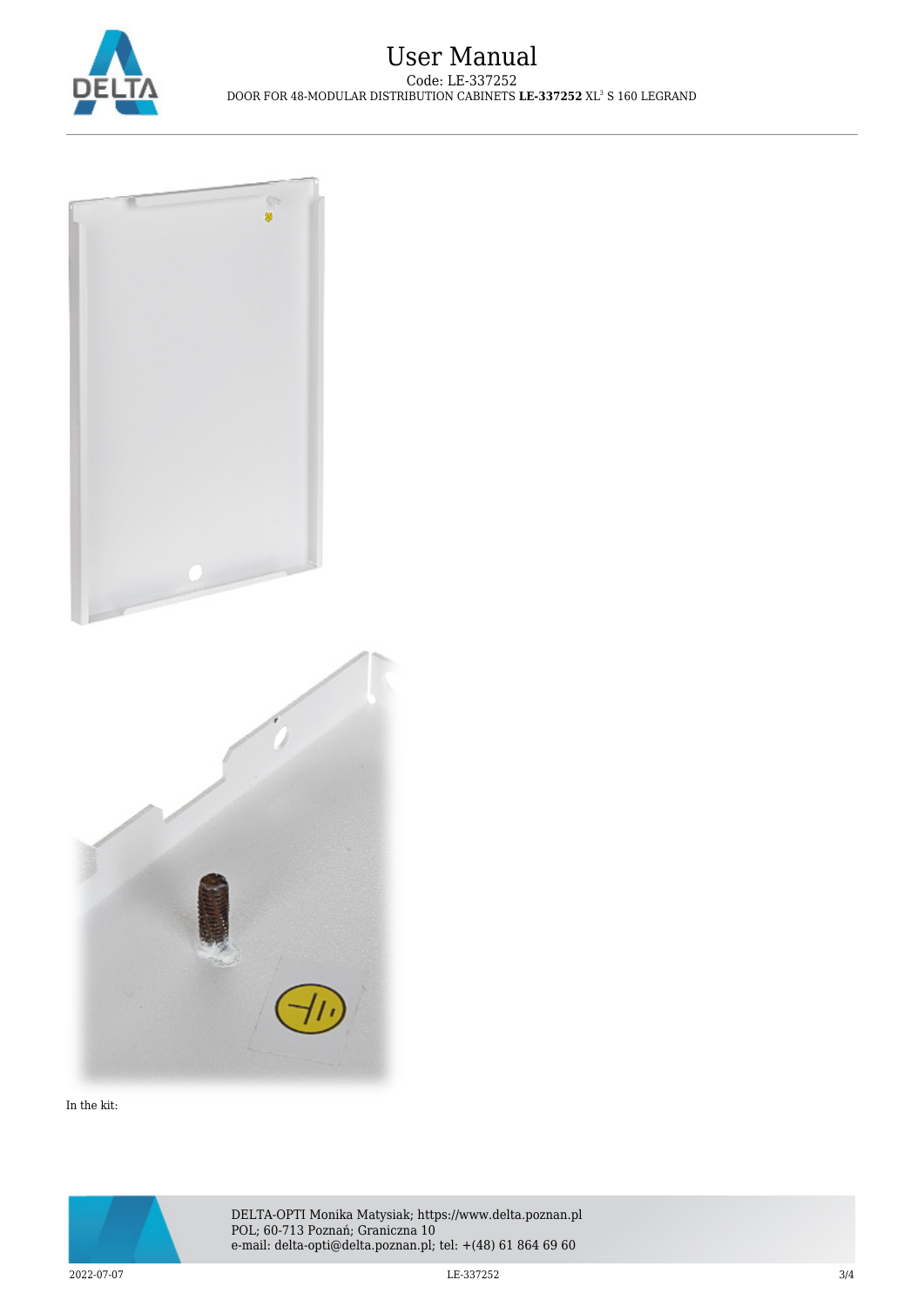In the kit: